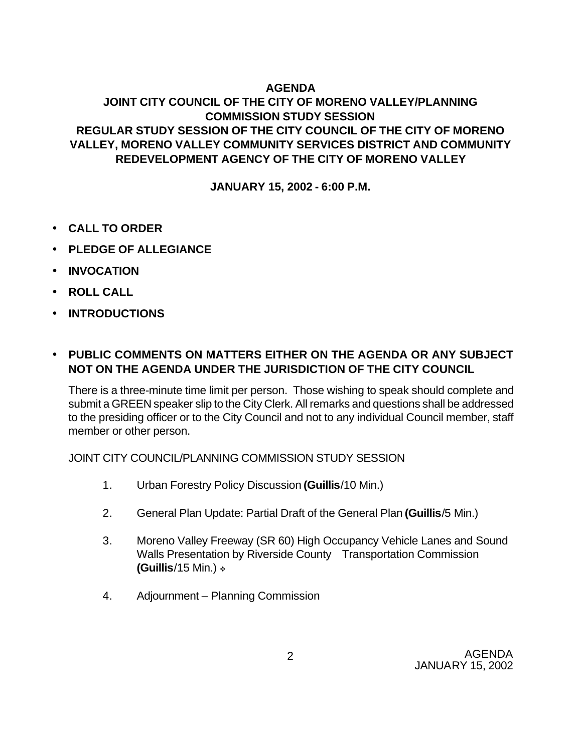# AGENDA

## JOINT CITY COUNCIL OF THE CITY OF MORENO VALLEY/PLANNING COMMISSION STUDY SESSION

## REGULAR STUDY SESSION OF THE CITY COUNCIL OF THE CITY OF MORENO VALLEY, MORENO VALLEY COMMUNITY SERVICES DISTRICT AND COMMUNITY REDEVELOPMENT AGENCY OF THE CITY OF MORENO VALLEY

**JANUARY 15, 2002 - 6:00 P.M.**

- **CALL TO ORDER**
- **PLEDGE OF ALLEGIANCE**
- **INVOCATION**
- **ROLL CALL**
- **INTRODUCTIONS**

- **PUBLIC COMMENTS ON MATTERS EITHER ON THE AGENDA OR ANY SUBJECT NOT ON THE AGENDA UNDER THE JURISDICTION OF THE CITY COUNCIL**

  There is a three-minute time limit per person. Those wishing to speak should complete and submit a GREEN speaker slip to the City Clerk. All remarks and questions shall be addressed to the presiding officer or to the City Council and not to any individual Council member, staff member or other person.

  JOINT CITY COUNCIL/PLANNING COMMISSION STUDY SESSION

  1. Urban Forestry Policy Discussion **(Guillis**/10 Min.)
  2. General Plan Update: Partial Draft of the General Plan **(Guillis**/5 Min.)
  3. Moreno Valley Freeway (SR 60) High Occupancy Vehicle Lanes and Sound Walls Presentation by Riverside County Transportation Commission **(Guillis**/15 Min.) ❖
  4. Adjournment – Planning Commission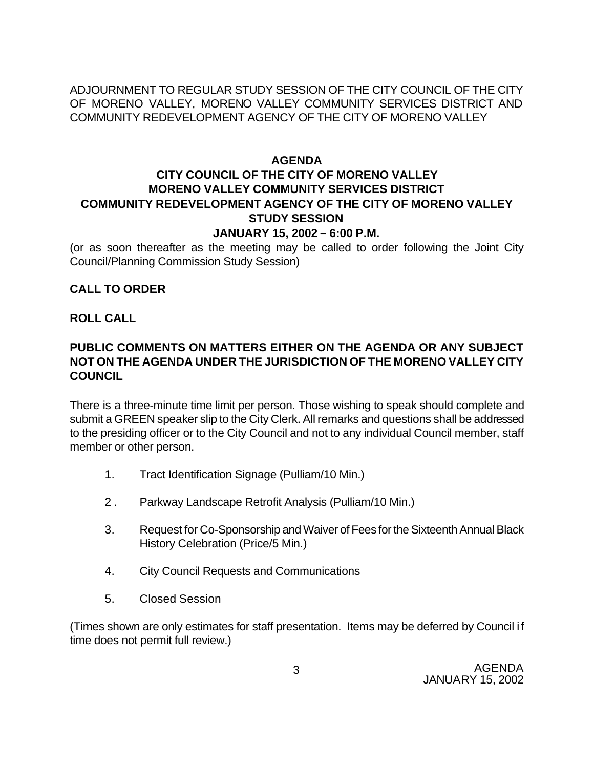ADJOURNMENT TO REGULAR STUDY SESSION OF THE CITY COUNCIL OF THE CITY OF MORENO VALLEY, MORENO VALLEY COMMUNITY SERVICES DISTRICT AND COMMUNITY REDEVELOPMENT AGENCY OF THE CITY OF MORENO VALLEY

**AGENDA**
**CITY COUNCIL OF THE CITY OF MORENO VALLEY**
**MORENO VALLEY COMMUNITY SERVICES DISTRICT**
**COMMUNITY REDEVELOPMENT AGENCY OF THE CITY OF MORENO VALLEY**
**STUDY SESSION**
**JANUARY 15, 2002 – 6:00 P.M.**

(or as soon thereafter as the meeting may be called to order following the Joint City Council/Planning Commission Study Session)

**CALL TO ORDER**

**ROLL CALL**

**PUBLIC COMMENTS ON MATTERS EITHER ON THE AGENDA OR ANY SUBJECT NOT ON THE AGENDA UNDER THE JURISDICTION OF THE MORENO VALLEY CITY COUNCIL**

There is a three-minute time limit per person. Those wishing to speak should complete and submit a GREEN speaker slip to the City Clerk. All remarks and questions shall be addressed to the presiding officer or to the City Council and not to any individual Council member, staff member or other person.

1. Tract Identification Signage (Pulliam/10 Min.)
2. Parkway Landscape Retrofit Analysis (Pulliam/10 Min.)
3. Request for Co-Sponsorship and Waiver of Fees for the Sixteenth Annual Black History Celebration (Price/5 Min.)
4. City Council Requests and Communications
5. Closed Session

(Times shown are only estimates for staff presentation. Items may be deferred by Council if time does not permit full review.)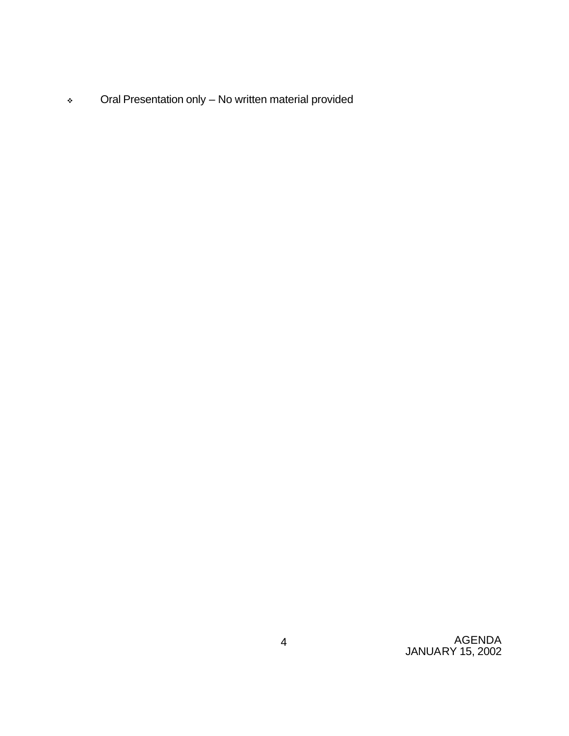- Oral Presentation only – No written material provided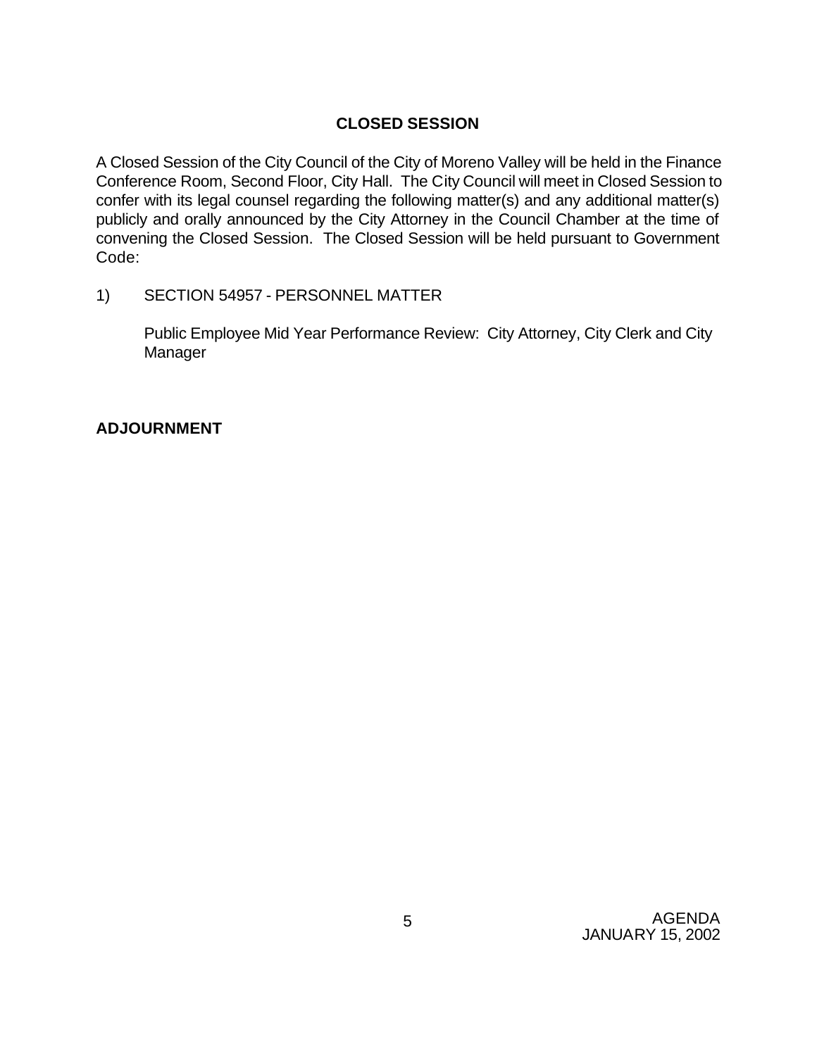## CLOSED SESSION

A Closed Session of the City Council of the City of Moreno Valley will be held in the Finance Conference Room, Second Floor, City Hall. The City Council will meet in Closed Session to confer with its legal counsel regarding the following matter(s) and any additional matter(s) publicly and orally announced by the City Attorney in the Council Chamber at the time of convening the Closed Session. The Closed Session will be held pursuant to Government Code:

1) SECTION 54957 - PERSONNEL MATTER

   Public Employee Mid Year Performance Review: City Attorney, City Clerk and City Manager

## ADJOURNMENT